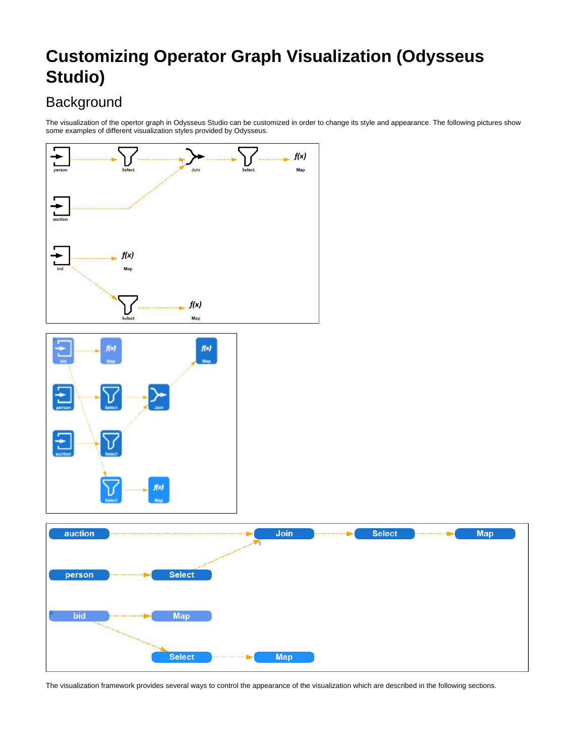# Customizing Operator Graph Visualization (Odysseus Studio)

## Background

The visualization of the opertor graph in Odysseus Studio can be customized in order to change its style and appearance. The following pictures show some examples of different visualization styles provided by Odysseus.

The visualization framework provides several ways to control the appearance of the visualization which are described in the following sections.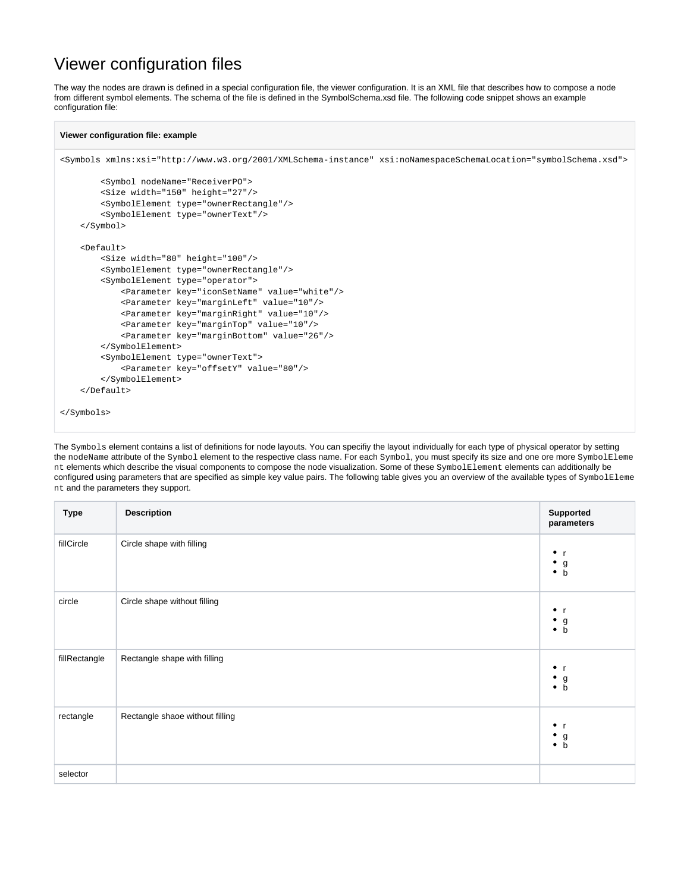# Viewer configuration files

The way the nodes are drawn is defined in a special configuration file, the viewer configuration. It is an XML file that describes how to compose a node from different symbol elements. The schema of the file is defined in the SymbolSchema.xsd file. The following code snippet shows an example configuration file:

**Viewer configuration file: example**

```
<Symbols xmlns:xsi="http://www.w3.org/2001/XMLSchema-instance" xsi:noNamespaceSchemaLocation="symbolSchema.xsd">

        <Symbol nodeName="ReceiverPO">
        <Size width="150" height="27"/>
        <SymbolElement type="ownerRectangle"/>
        <SymbolElement type="ownerText"/>
    </Symbol>

    <Default>
        <Size width="80" height="100"/>
        <SymbolElement type="ownerRectangle"/>
        <SymbolElement type="operator">
            <Parameter key="iconSetName" value="white"/>
            <Parameter key="marginLeft" value="10"/>
            <Parameter key="marginRight" value="10"/>
            <Parameter key="marginTop" value="10"/>
            <Parameter key="marginBottom" value="26"/>
        </SymbolElement>
        <SymbolElement type="ownerText">
            <Parameter key="offsetY" value="80"/>
        </SymbolElement>
    </Default>

</Symbols>
```

The `Symbols` element contains a list of definitions for node layouts. You can specifiy the layout individually for each type of physical operator by setting the `nodeName` attribute of the `Symbol` element to the respective class name. For each `Symbol`, you must specify its size and one ore more `SymbolElement` elements which describe the visual components to compose the node visualization. Some of these `SymbolElement` elements can additionally be configured using parameters that are specified as simple key value pairs. The following table gives you an overview of the available types of `SymbolElement` and the parameters they support.

| Type | Description | Supported parameters |
|---|---|---|
| fillCircle | Circle shape with filling | • r<br>• g<br>• b |
| circle | Circle shape without filling | • r<br>• g<br>• b |
| fillRectangle | Rectangle shape with filling | • r<br>• g<br>• b |
| rectangle | Rectangle shaoe without filling | • r<br>• g<br>• b |
| selector | | |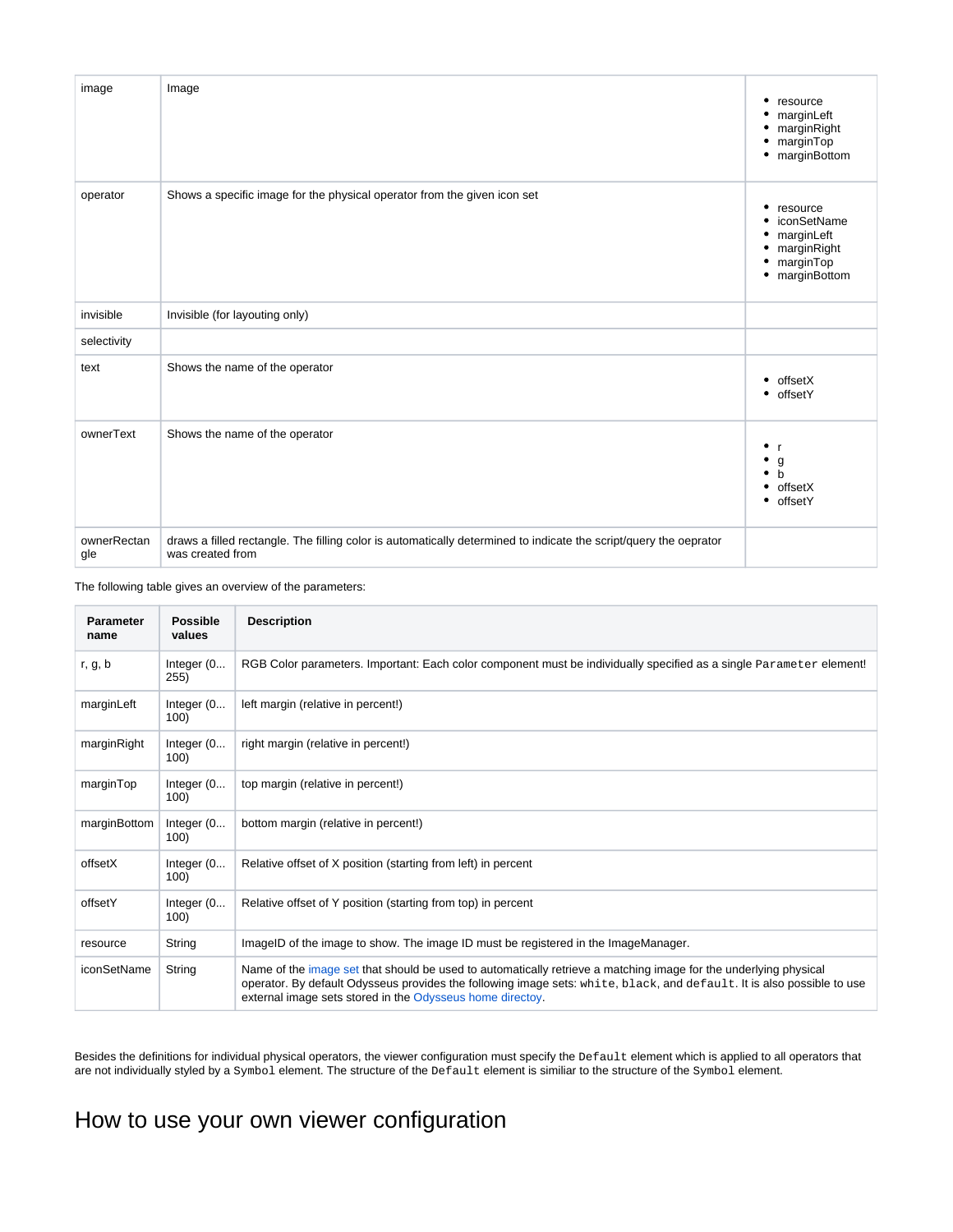| image | Image | • resource<br>• marginLeft<br>• marginRight<br>• marginTop<br>• marginBottom |
|---|---|---|
| operator | Shows a specific image for the physical operator from the given icon set | • resource<br>• iconSetName<br>• marginLeft<br>• marginRight<br>• marginTop<br>• marginBottom |
| invisible | Invisible (for layouting only) | |
| selectivity | | |
| text | Shows the name of the operator | • offsetX<br>• offsetY |
| ownerText | Shows the name of the operator | • r<br>• g<br>• b<br>• offsetX<br>• offsetY |
| ownerRectangle | draws a filled rectangle. The filling color is automatically determined to indicate the script/query the oeprator was created from | |

The following table gives an overview of the parameters:

| Parameter name | Possible values | Description |
|---|---|---|
| r, g, b | Integer (0... 255) | RGB Color parameters. Important: Each color component must be individually specified as a single `Parameter` element! |
| marginLeft | Integer (0... 100) | left margin (relative in percent!) |
| marginRight | Integer (0... 100) | right margin (relative in percent!) |
| marginTop | Integer (0... 100) | top margin (relative in percent!) |
| marginBottom | Integer (0... 100) | bottom margin (relative in percent!) |
| offsetX | Integer (0... 100) | Relative offset of X position (starting from left) in percent |
| offsetY | Integer (0... 100) | Relative offset of Y position (starting from top) in percent |
| resource | String | ImageID of the image to show. The image ID must be registered in the ImageManager. |
| iconSetName | String | Name of the image set that should be used to automatically retrieve a matching image for the underlying physical operator. By default Odysseus provides the following image sets: `white`, `black`, and `default`. It is also possible to use external image sets stored in the Odysseus home directoy. |

Besides the definitions for individual physical operators, the viewer configuration must specify the `Default` element which is applied to all operators that are not individually styled by a `Symbol` element. The structure of the `Default` element is similiar to the structure of the `Symbol` element.

# How to use your own viewer configuration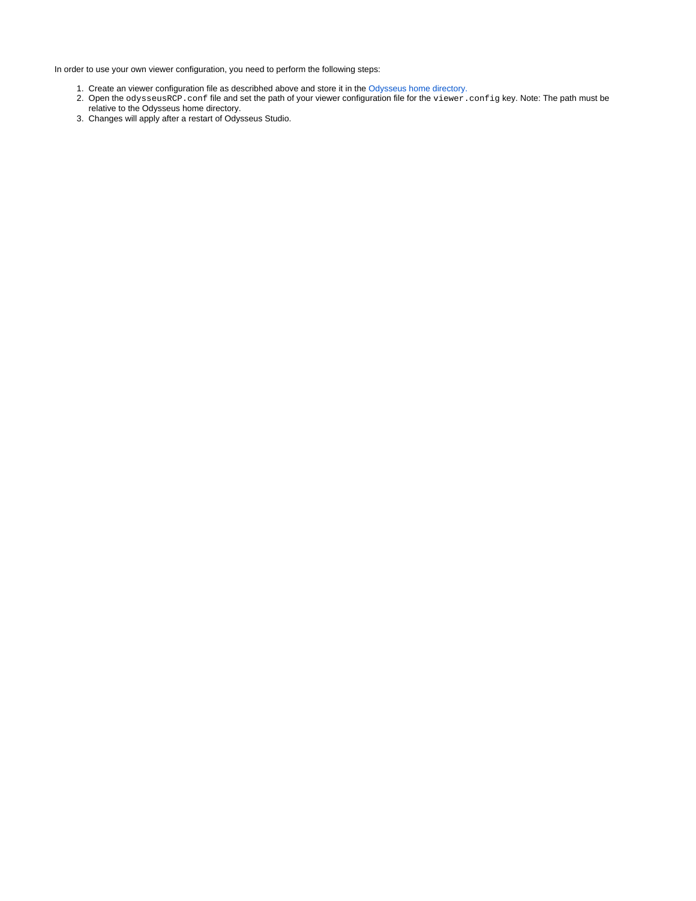In order to use your own viewer configuration, you need to perform the following steps:

1. Create an viewer configuration file as describhed above and store it in the Odysseus home directory.
2. Open the `odysseusRCP.conf` file and set the path of your viewer configuration file for the `viewer.config` key. Note: The path must be relative to the Odysseus home directory.
3. Changes will apply after a restart of Odysseus Studio.